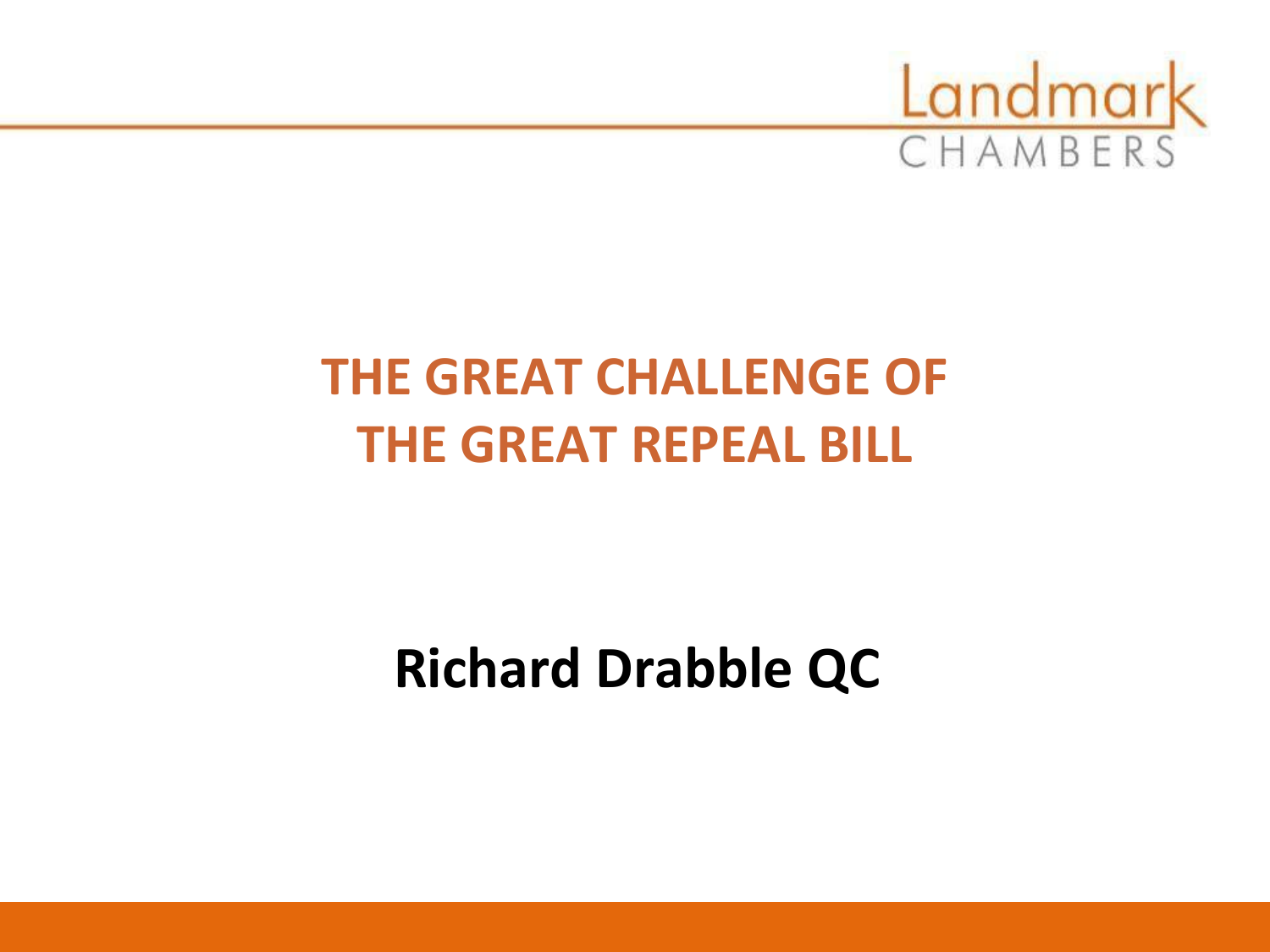Landmark CHAMBERS

# THE GREAT CHALLENGE OF THE GREAT REPEAL BILL

**Richard Drabble QC**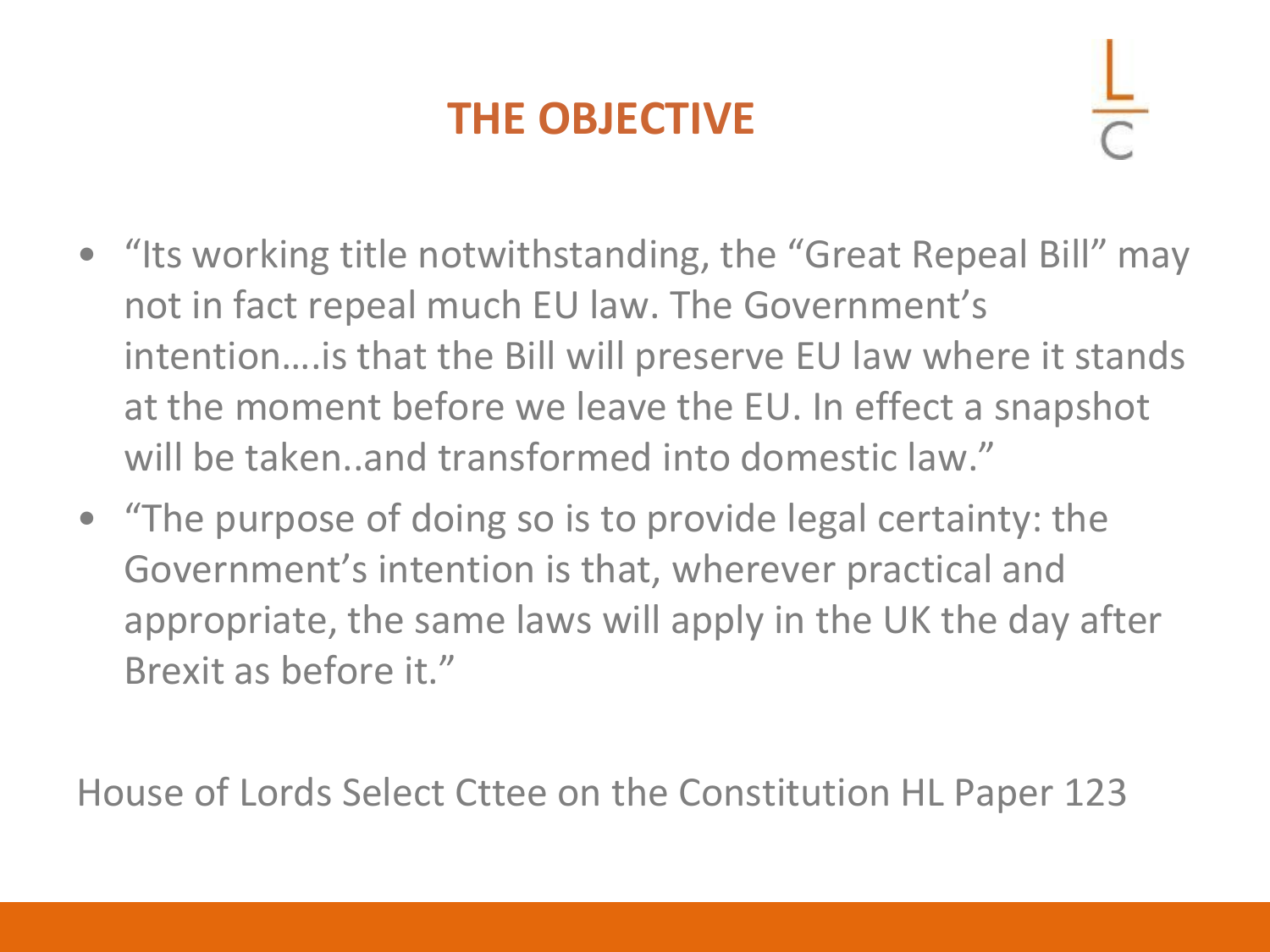# THE OBJECTIVE

- "Its working title notwithstanding, the "Great Repeal Bill" may not in fact repeal much EU law. The Government's intention….is that the Bill will preserve EU law where it stands at the moment before we leave the EU. In effect a snapshot will be taken..and transformed into domestic law."
- "The purpose of doing so is to provide legal certainty: the Government's intention is that, wherever practical and appropriate, the same laws will apply in the UK the day after Brexit as before it."

House of Lords Select Cttee on the Constitution HL Paper 123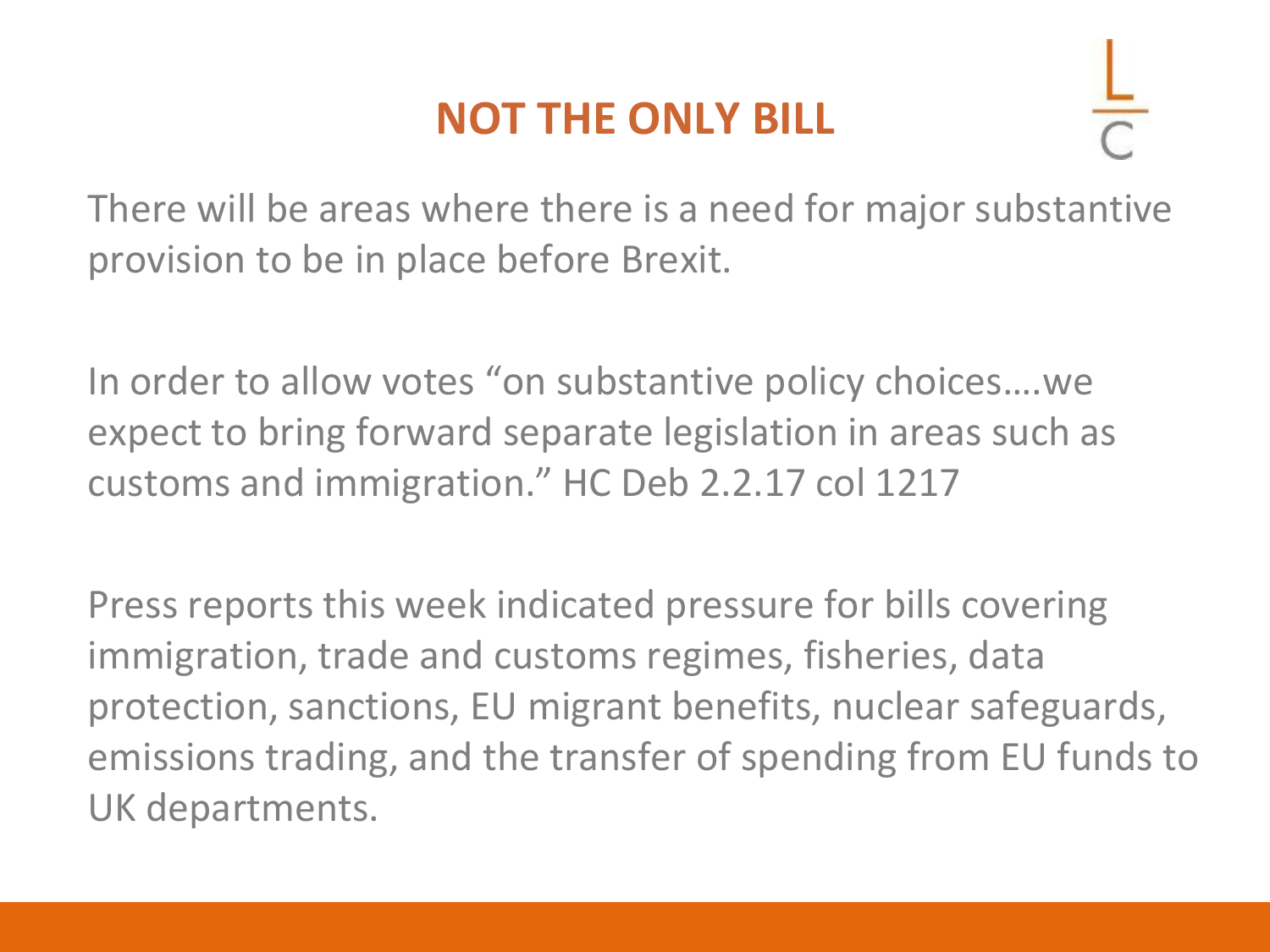# NOT THE ONLY BILL

There will be areas where there is a need for major substantive provision to be in place before Brexit.

In order to allow votes “on substantive policy choices….we expect to bring forward separate legislation in areas such as customs and immigration.” HC Deb 2.2.17 col 1217

Press reports this week indicated pressure for bills covering immigration, trade and customs regimes, fisheries, data protection, sanctions, EU migrant benefits, nuclear safeguards, emissions trading, and the transfer of spending from EU funds to UK departments.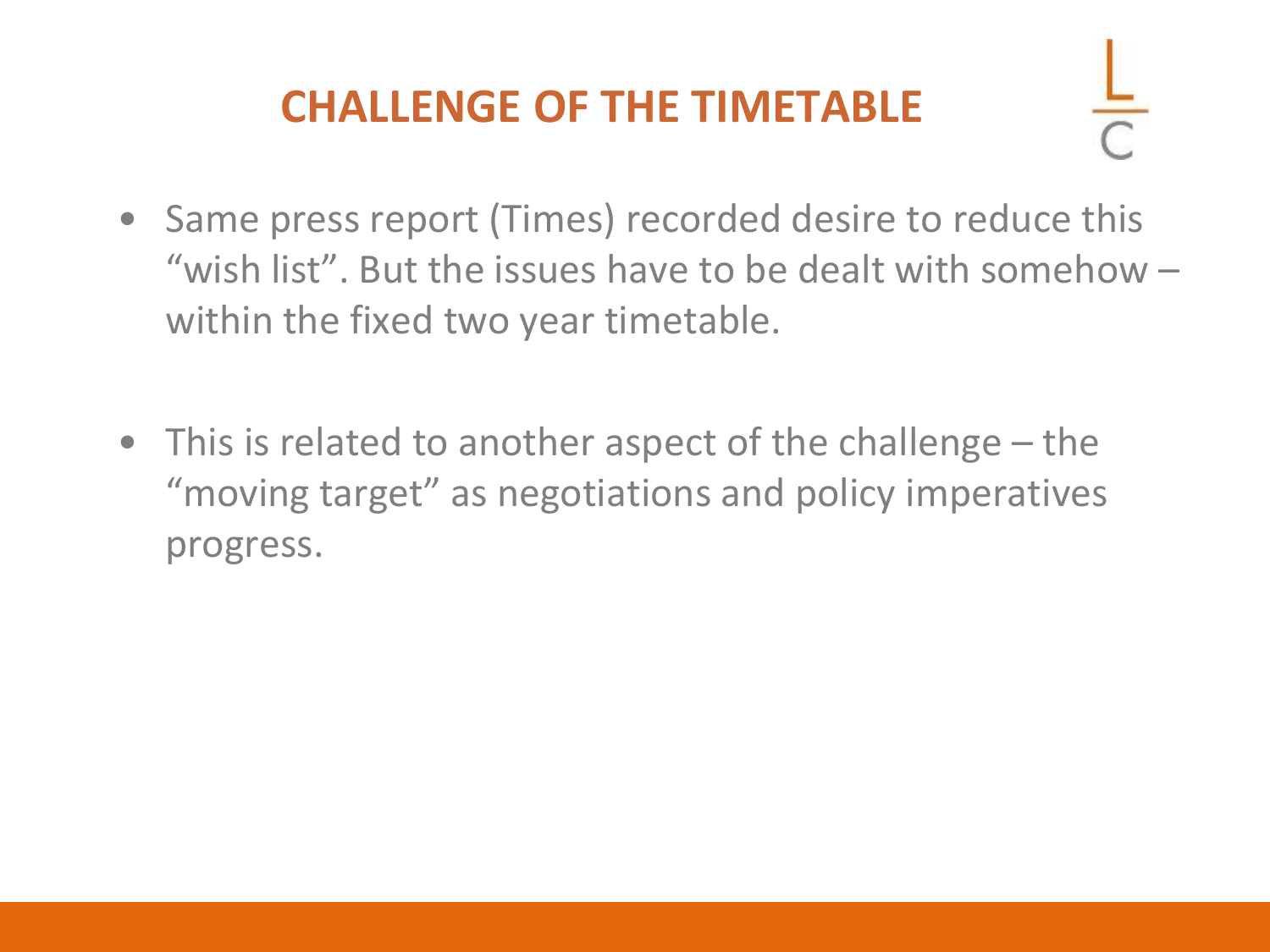# CHALLENGE OF THE TIMETABLE

- Same press report (Times) recorded desire to reduce this "wish list". But the issues have to be dealt with somehow – within the fixed two year timetable.
- This is related to another aspect of the challenge – the "moving target" as negotiations and policy imperatives progress.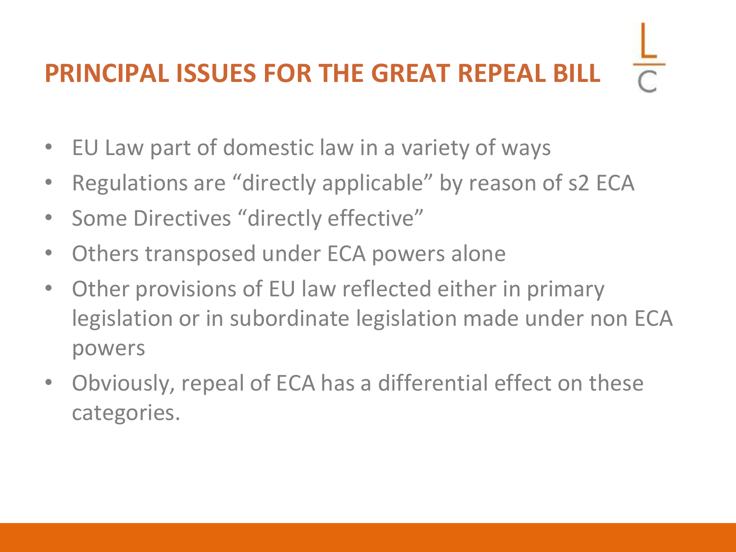# PRINCIPAL ISSUES FOR THE GREAT REPEAL BILL

- EU Law part of domestic law in a variety of ways
- Regulations are "directly applicable" by reason of s2 ECA
- Some Directives "directly effective"
- Others transposed under ECA powers alone
- Other provisions of EU law reflected either in primary legislation or in subordinate legislation made under non ECA powers
- Obviously, repeal of ECA has a differential effect on these categories.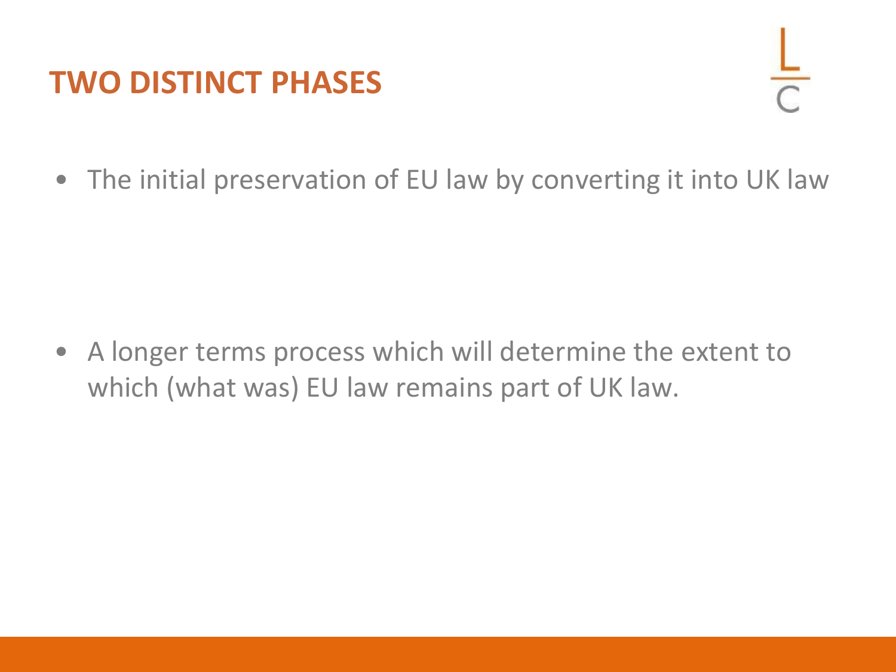# TWO DISTINCT PHASES

- The initial preservation of EU law by converting it into UK law

- A longer terms process which will determine the extent to which (what was) EU law remains part of UK law.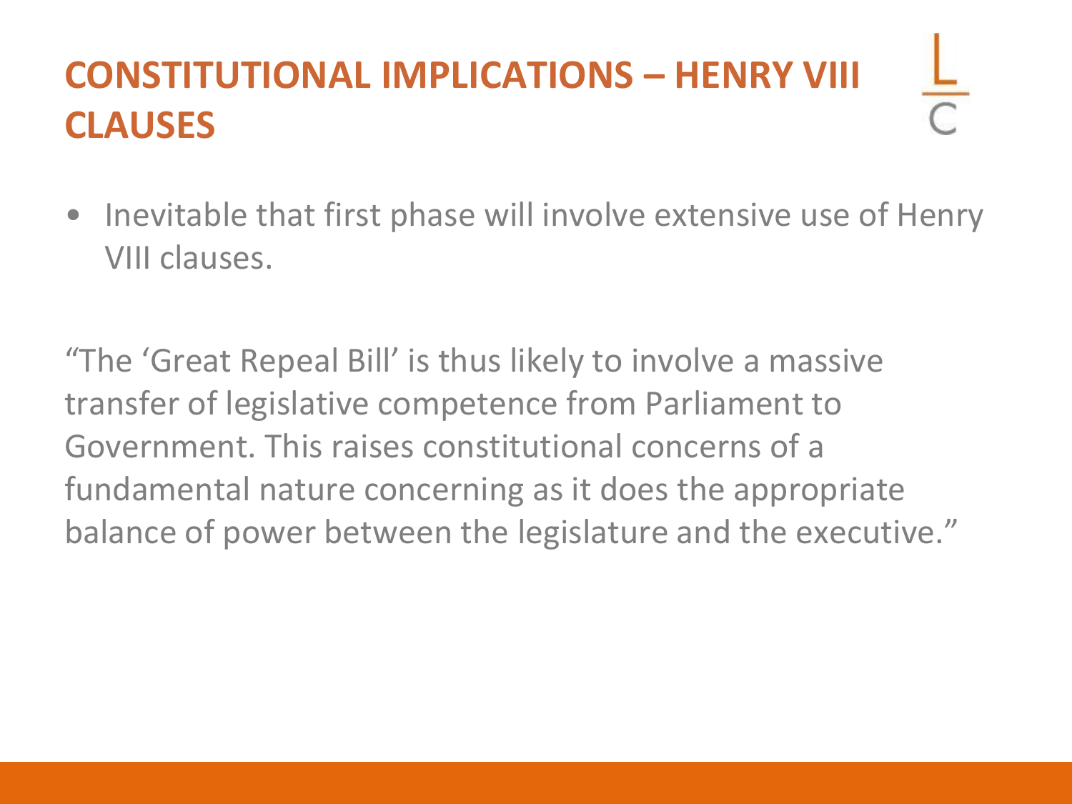# CONSTITUTIONAL IMPLICATIONS – HENRY VIII CLAUSES

- Inevitable that first phase will involve extensive use of Henry VIII clauses.

"The 'Great Repeal Bill' is thus likely to involve a massive transfer of legislative competence from Parliament to Government. This raises constitutional concerns of a fundamental nature concerning as it does the appropriate balance of power between the legislature and the executive."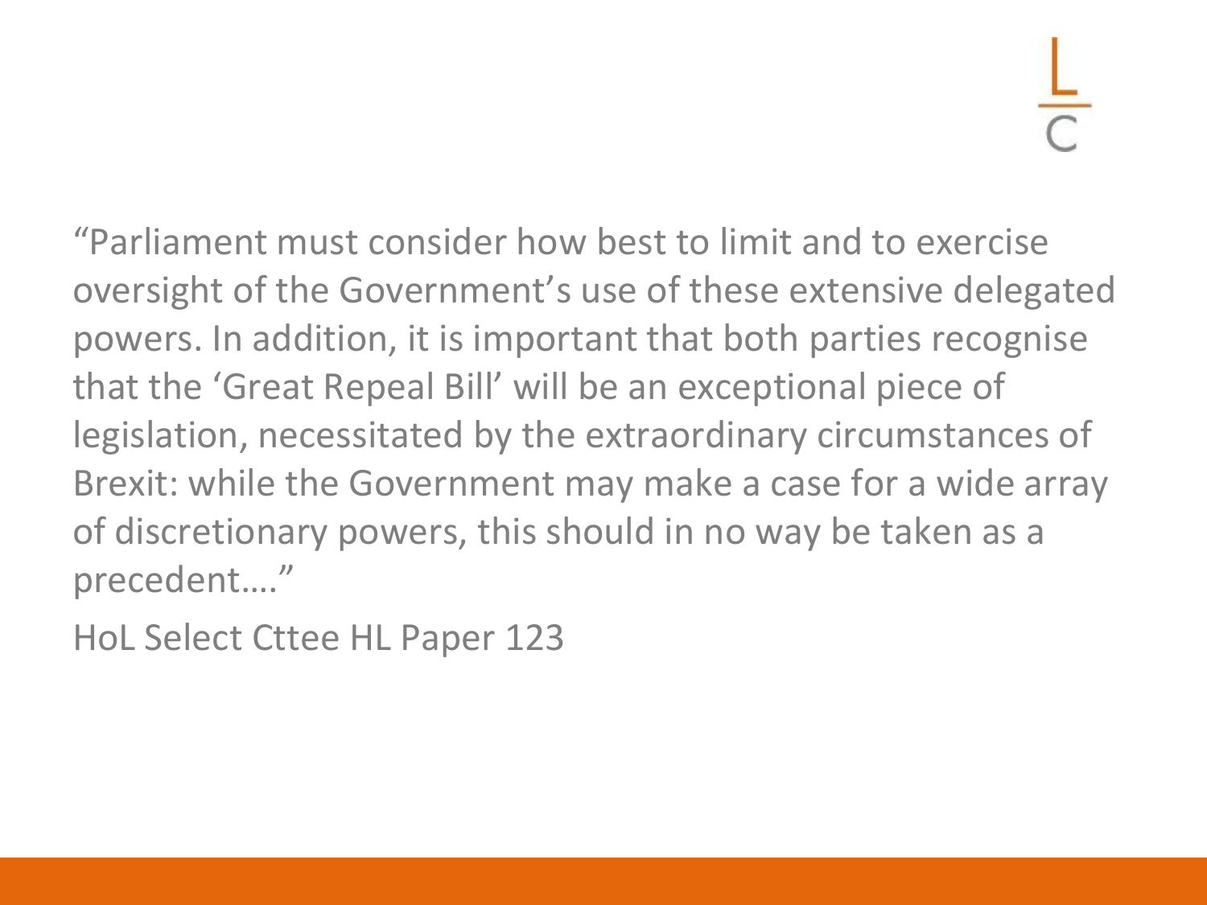"Parliament must consider how best to limit and to exercise oversight of the Government's use of these extensive delegated powers. In addition, it is important that both parties recognise that the 'Great Repeal Bill' will be an exceptional piece of legislation, necessitated by the extraordinary circumstances of Brexit: while the Government may make a case for a wide array of discretionary powers, this should in no way be taken as a precedent…."

HoL Select Cttee HL Paper 123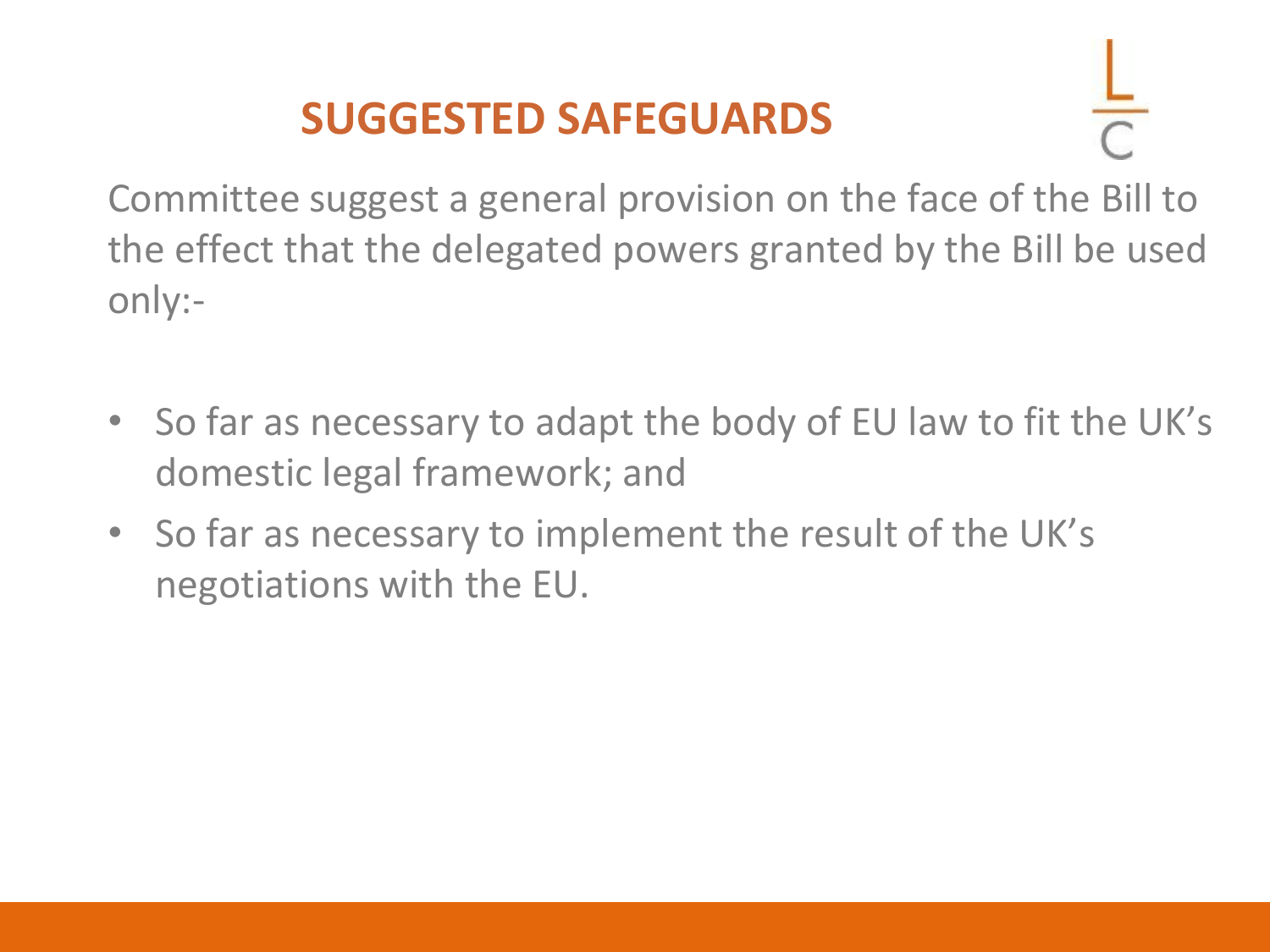# SUGGESTED SAFEGUARDS

Committee suggest a general provision on the face of the Bill to the effect that the delegated powers granted by the Bill be used only:-

- So far as necessary to adapt the body of EU law to fit the UK's domestic legal framework; and
- So far as necessary to implement the result of the UK's negotiations with the EU.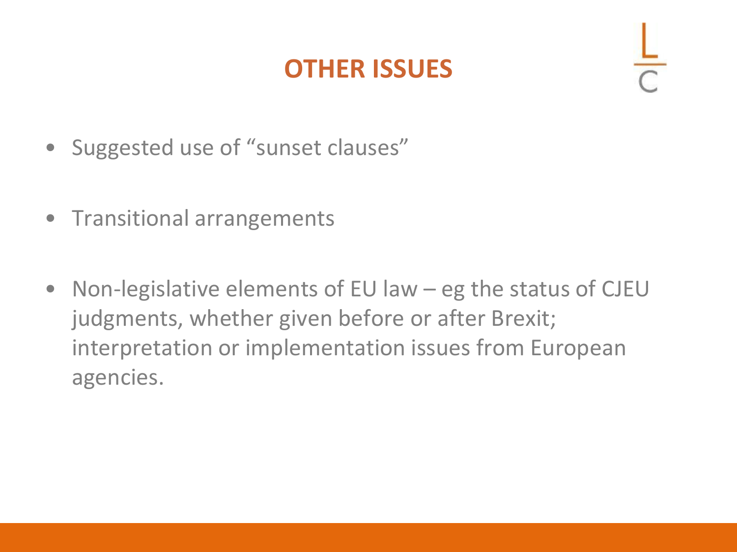# OTHER ISSUES

- Suggested use of “sunset clauses”
- Transitional arrangements
- Non-legislative elements of EU law – eg the status of CJEU judgments, whether given before or after Brexit; interpretation or implementation issues from European agencies.